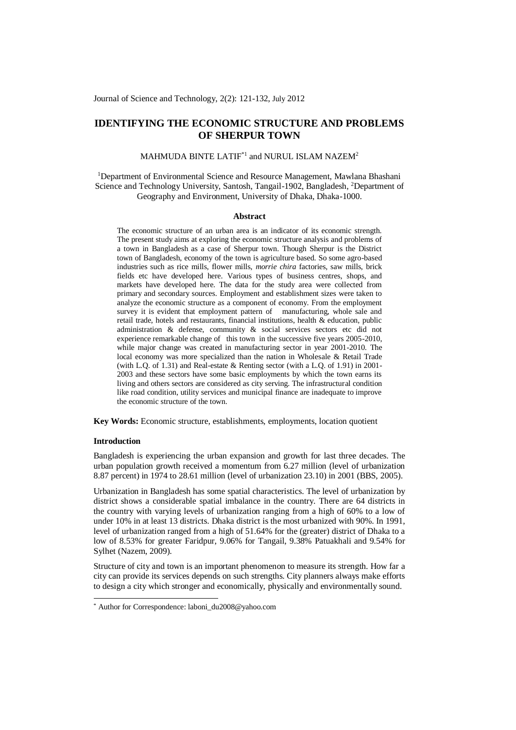# IDENTIFYING THE ECONOMIC STRUCTURE AND PROBLEMS OF SHERPUR TOWN

MAHMUDA BINTE LATIF*[1] and NURUL ISLAM NAZEM[2]

[1]Department of Environmental Science and Resource Management, Mawlana Bhashani Science and Technology University, Santosh, Tangail-1902, Bangladesh, [2]Department of Geography and Environment, University of Dhaka, Dhaka-1000.

## Abstract

The economic structure of an urban area is an indicator of its economic strength. The present study aims at exploring the economic structure analysis and problems of a town in Bangladesh as a case of Sherpur town. Though Sherpur is the District town of Bangladesh, economy of the town is agriculture based. So some agro-based industries such as rice mills, flower mills, *morrie chira* factories, saw mills, brick fields etc have developed here. Various types of business centres, shops, and markets have developed here. The data for the study area were collected from primary and secondary sources. Employment and establishment sizes were taken to analyze the economic structure as a component of economy. From the employment survey it is evident that employment pattern of manufacturing, whole sale and retail trade, hotels and restaurants, financial institutions, health & education, public administration & defense, community & social services sectors etc did not experience remarkable change of this town in the successive five years 2005-2010, while major change was created in manufacturing sector in year 2001-2010. The local economy was more specialized than the nation in Wholesale & Retail Trade (with L.Q. of 1.31) and Real-estate & Renting sector (with a L.Q. of 1.91) in 2001-2003 and these sectors have some basic employments by which the town earns its living and others sectors are considered as city serving. The infrastructural condition like road condition, utility services and municipal finance are inadequate to improve the economic structure of the town.

**Key Words:** Economic structure, establishments, employments, location quotient

### Introduction

Bangladesh is experiencing the urban expansion and growth for last three decades. The urban population growth received a momentum from 6.27 million (level of urbanization 8.87 percent) in 1974 to 28.61 million (level of urbanization 23.10) in 2001 (BBS, 2005).

Urbanization in Bangladesh has some spatial characteristics. The level of urbanization by district shows a considerable spatial imbalance in the country. There are 64 districts in the country with varying levels of urbanization ranging from a high of 60% to a low of under 10% in at least 13 districts. Dhaka district is the most urbanized with 90%. In 1991, level of urbanization ranged from a high of 51.64% for the (greater) district of Dhaka to a low of 8.53% for greater Faridpur, 9.06% for Tangail, 9.38% Patuakhali and 9.54% for Sylhet (Nazem, 2009).

Structure of city and town is an important phenomenon to measure its strength. How far a city can provide its services depends on such strengths. City planners always make efforts to design a city which stronger and economically, physically and environmentally sound.

* Author for Correspondence: laboni_du2008@yahoo.com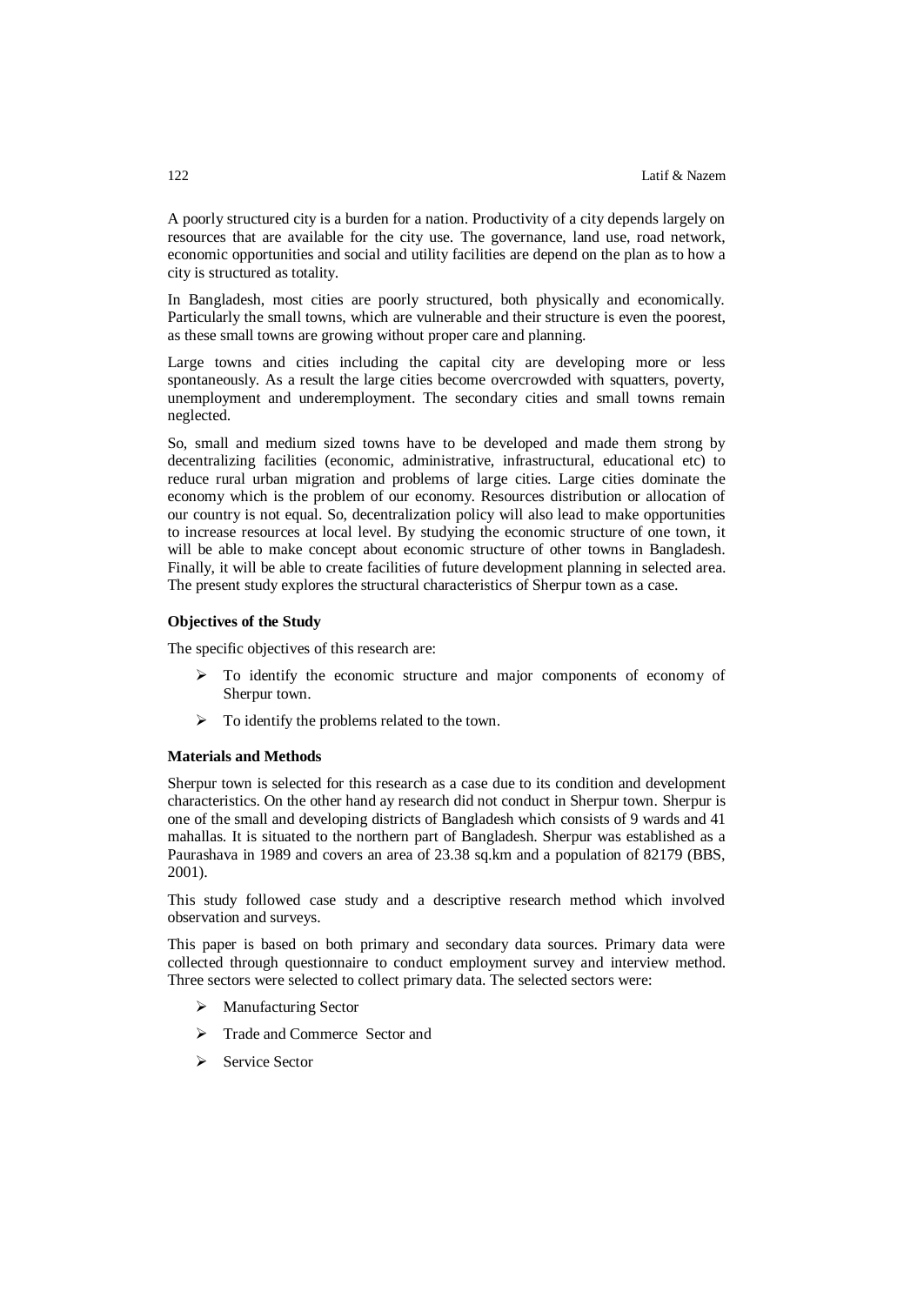A poorly structured city is a burden for a nation. Productivity of a city depends largely on resources that are available for the city use. The governance, land use, road network, economic opportunities and social and utility facilities are depend on the plan as to how a city is structured as totality.

In Bangladesh, most cities are poorly structured, both physically and economically. Particularly the small towns, which are vulnerable and their structure is even the poorest, as these small towns are growing without proper care and planning.

Large towns and cities including the capital city are developing more or less spontaneously. As a result the large cities become overcrowded with squatters, poverty, unemployment and underemployment. The secondary cities and small towns remain neglected.

So, small and medium sized towns have to be developed and made them strong by decentralizing facilities (economic, administrative, infrastructural, educational etc) to reduce rural urban migration and problems of large cities. Large cities dominate the economy which is the problem of our economy. Resources distribution or allocation of our country is not equal. So, decentralization policy will also lead to make opportunities to increase resources at local level. By studying the economic structure of one town, it will be able to make concept about economic structure of other towns in Bangladesh. Finally, it will be able to create facilities of future development planning in selected area. The present study explores the structural characteristics of Sherpur town as a case.

**Objectives of the Study**

The specific objectives of this research are:

- To identify the economic structure and major components of economy of Sherpur town.
- To identify the problems related to the town.

**Materials and Methods**

Sherpur town is selected for this research as a case due to its condition and development characteristics. On the other hand ay research did not conduct in Sherpur town. Sherpur is one of the small and developing districts of Bangladesh which consists of 9 wards and 41 mahallas. It is situated to the northern part of Bangladesh. Sherpur was established as a Paurashava in 1989 and covers an area of 23.38 sq.km and a population of 82179 (BBS, 2001).

This study followed case study and a descriptive research method which involved observation and surveys.

This paper is based on both primary and secondary data sources. Primary data were collected through questionnaire to conduct employment survey and interview method. Three sectors were selected to collect primary data. The selected sectors were:

- Manufacturing Sector
- Trade and Commerce Sector and
- Service Sector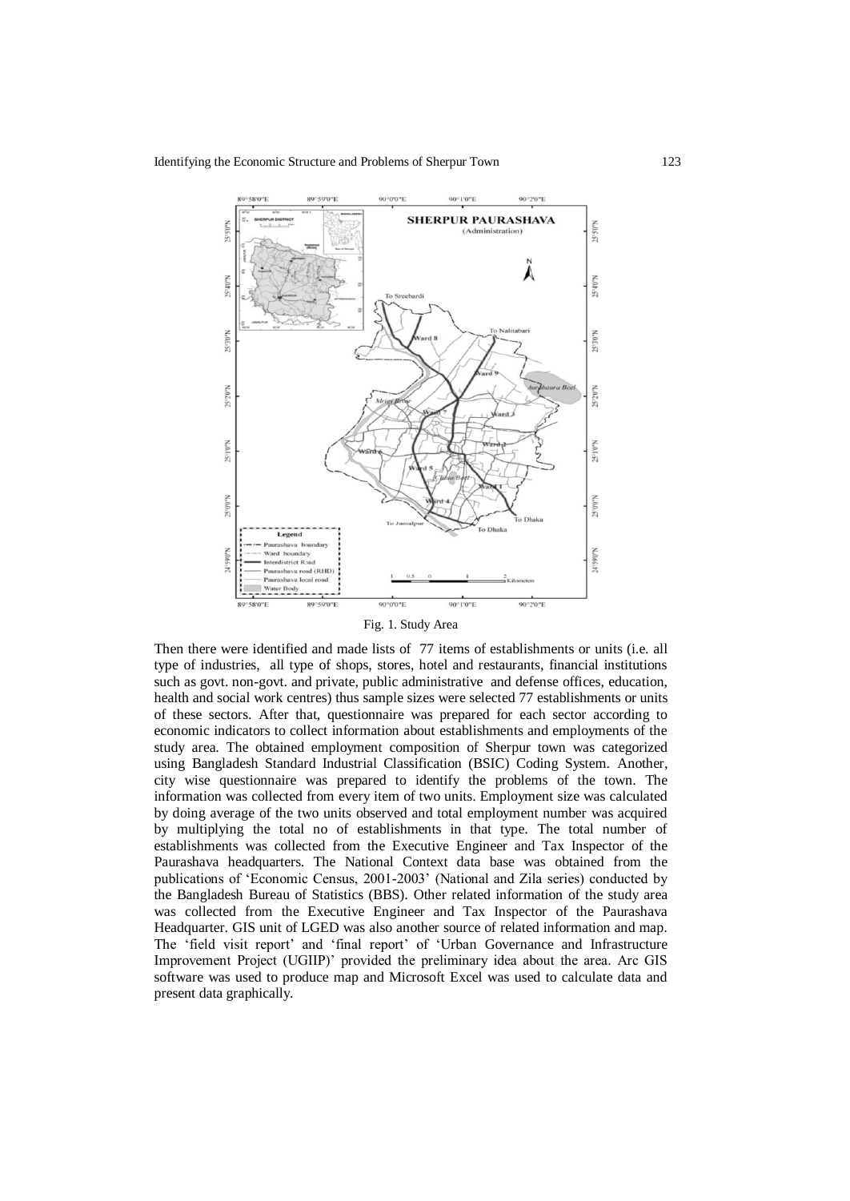Fig. 1. Study Area

Then there were identified and made lists of 77 items of establishments or units (i.e. all type of industries, all type of shops, stores, hotel and restaurants, financial institutions such as govt. non-govt. and private, public administrative and defense offices, education, health and social work centres) thus sample sizes were selected 77 establishments or units of these sectors. After that, questionnaire was prepared for each sector according to economic indicators to collect information about establishments and employments of the study area. The obtained employment composition of Sherpur town was categorized using Bangladesh Standard Industrial Classification (BSIC) Coding System. Another, city wise questionnaire was prepared to identify the problems of the town. The information was collected from every item of two units. Employment size was calculated by doing average of the two units observed and total employment number was acquired by multiplying the total no of establishments in that type. The total number of establishments was collected from the Executive Engineer and Tax Inspector of the Paurashava headquarters. The National Context data base was obtained from the publications of 'Economic Census, 2001-2003' (National and Zila series) conducted by the Bangladesh Bureau of Statistics (BBS). Other related information of the study area was collected from the Executive Engineer and Tax Inspector of the Paurashava Headquarter. GIS unit of LGED was also another source of related information and map. The 'field visit report' and 'final report' of 'Urban Governance and Infrastructure Improvement Project (UGIIP)' provided the preliminary idea about the area. Arc GIS software was used to produce map and Microsoft Excel was used to calculate data and present data graphically.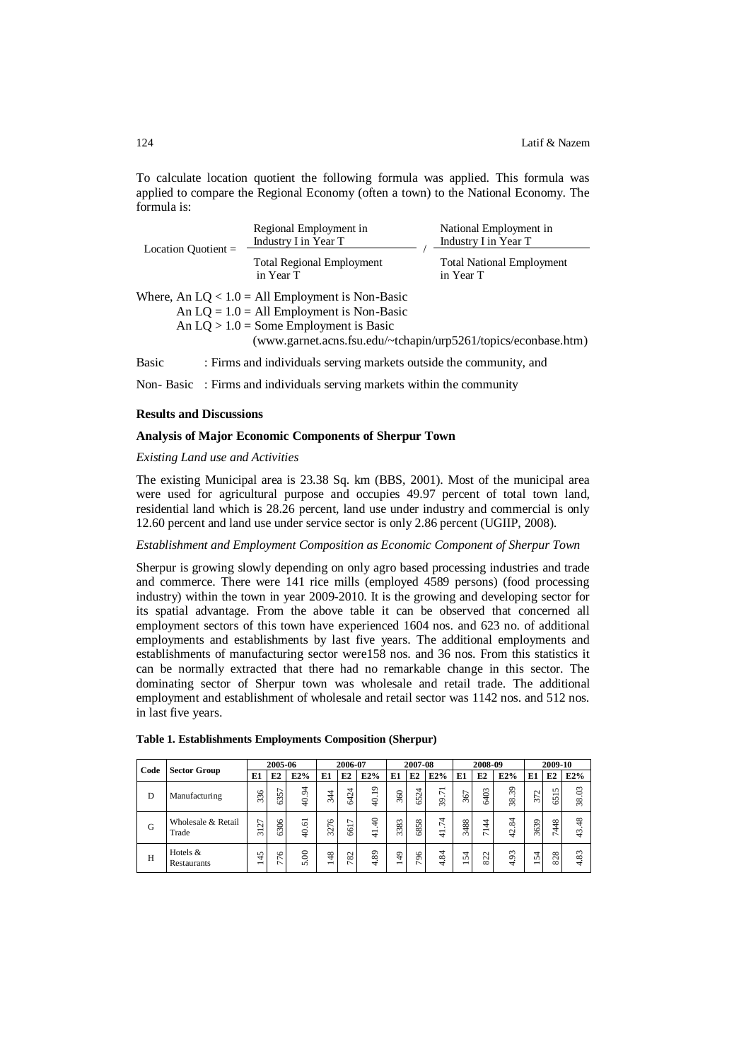To calculate location quotient the following formula was applied. This formula was applied to compare the Regional Economy (often a town) to the National Economy. The formula is:

$$\text{Location Quotient} = \frac{\text{Regional Employment in Industry I in Year T}}{\text{Total Regional Employment in Year T}} \Big/ \frac{\text{National Employment in Industry I in Year T}}{\text{Total National Employment in Year T}}$$

Where, An LQ < 1.0 = All Employment is Non-Basic

An LQ = 1.0 = All Employment is Non-Basic

An LQ > 1.0 = Some Employment is Basic

(www.garnet.acns.fsu.edu/~tchapin/urp5261/topics/econbase.htm)

Basic : Firms and individuals serving markets outside the community, and

Non- Basic : Firms and individuals serving markets within the community

## Results and Discussions

### Analysis of Major Economic Components of Sherpur Town

*Existing Land use and Activities*

The existing Municipal area is 23.38 Sq. km (BBS, 2001). Most of the municipal area were used for agricultural purpose and occupies 49.97 percent of total town land, residential land which is 28.26 percent, land use under industry and commercial is only 12.60 percent and land use under service sector is only 2.86 percent (UGIIP, 2008).

*Establishment and Employment Composition as Economic Component of Sherpur Town*

Sherpur is growing slowly depending on only agro based processing industries and trade and commerce. There were 141 rice mills (employed 4589 persons) (food processing industry) within the town in year 2009-2010. It is the growing and developing sector for its spatial advantage. From the above table it can be observed that concerned all employment sectors of this town have experienced 1604 nos. and 623 no. of additional employments and establishments by last five years. The additional employments and establishments of manufacturing sector were158 nos. and 36 nos. From this statistics it can be normally extracted that there had no remarkable change in this sector. The dominating sector of Sherpur town was wholesale and retail trade. The additional employment and establishment of wholesale and retail sector was 1142 nos. and 512 nos. in last five years.

**Table 1. Establishments Employments Composition (Sherpur)**

| Code | Sector Group | 2005-06 | | | 2006-07 | | | 2007-08 | | | 2008-09 | | | 2009-10 | | |
|---|---|---|---|---|---|---|---|---|---|---|---|---|---|---|---|---|
| | | E1 | E2 | E2% | E1 | E2 | E2% | E1 | E2 | E2% | E1 | E2 | E2% | E1 | E2 | E2% |
| D | Manufacturing | 336 | 6357 | 40.94 | 344 | 6424 | 40.19 | 360 | 6524 | 39.71 | 367 | 6403 | 38.39 | 372 | 6515 | 38.03 |
| G | Wholesale & Retail Trade | 3127 | 6306 | 40.61 | 3276 | 6617 | 41.40 | 3383 | 6858 | 41.74 | 3488 | 7144 | 42.84 | 3639 | 7448 | 43.48 |
| H | Hotels & Restaurants | 145 | 776 | 5.00 | 148 | 782 | 4.89 | 149 | 796 | 4.84 | 154 | 822 | 4.93 | 154 | 828 | 4.83 |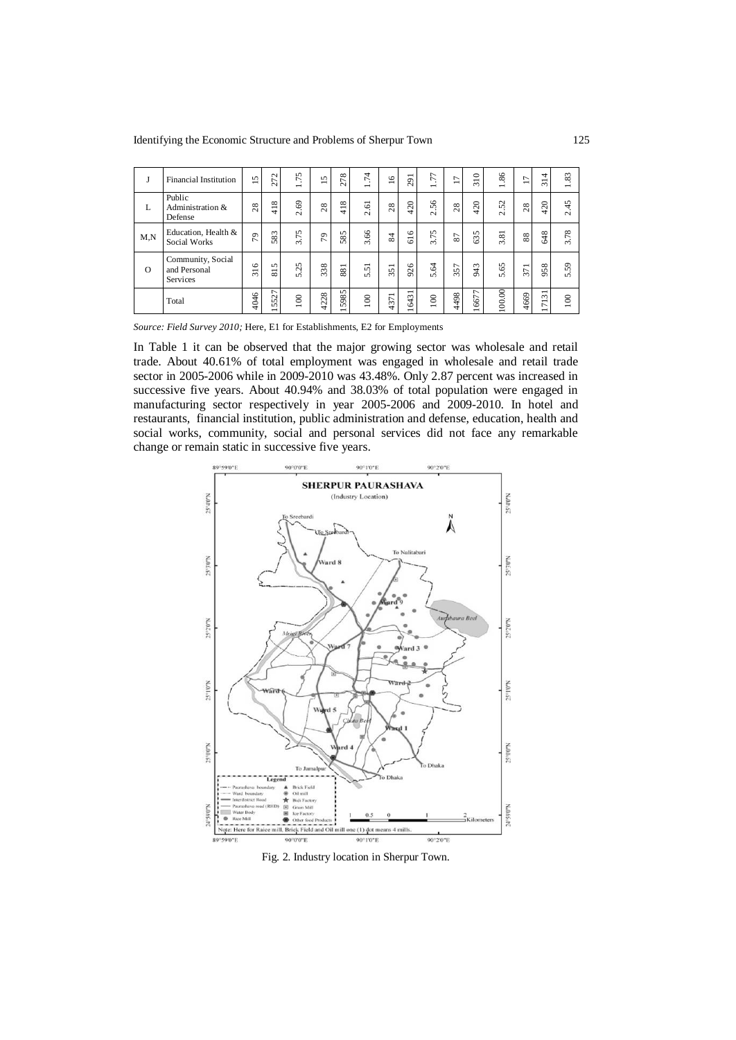| J | Financial Institution | 15 | 272 | 1.75 | 15 | 278 | 1.74 | 16 | 291 | 1.77 | 17 | 310 | 1.86 | 17 | 314 | 1.83 |
|---|---|---|---|---|---|---|---|---|---|---|---|---|---|---|---|---|
| L | Public Administration & Defense | 28 | 418 | 2.69 | 28 | 418 | 2.61 | 28 | 420 | 2.56 | 28 | 420 | 2.52 | 28 | 420 | 2.45 |
| M,N | Education, Health & Social Works | 79 | 583 | 3.75 | 79 | 585 | 3.66 | 84 | 616 | 3.75 | 87 | 635 | 3.81 | 88 | 648 | 3.78 |
| O | Community, Social and Personal Services | 316 | 815 | 5.25 | 338 | 881 | 5.51 | 351 | 926 | 5.64 | 357 | 943 | 5.65 | 371 | 958 | 5.59 |
| | Total | 4046 | 15527 | 100 | 4228 | 15985 | 100 | 4371 | 16431 | 100 | 4498 | 16677 | 100.00 | 4669 | 17131 | 100 |

*Source: Field Survey 2010;* Here, E1 for Establishments, E2 for Employments

In Table 1 it can be observed that the major growing sector was wholesale and retail trade. About 40.61% of total employment was engaged in wholesale and retail trade sector in 2005-2006 while in 2009-2010 was 43.48%. Only 2.87 percent was increased in successive five years. About 40.94% and 38.03% of total population were engaged in manufacturing sector respectively in year 2005-2006 and 2009-2010. In hotel and restaurants, financial institution, public administration and defense, education, health and social works, community, social and personal services did not face any remarkable change or remain static in successive five years.

Fig. 2. Industry location in Sherpur Town.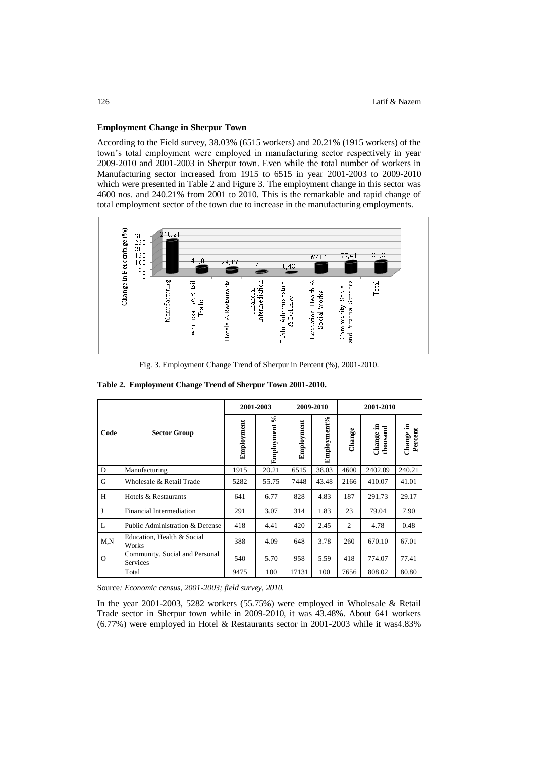### Employment Change in Sherpur Town

According to the Field survey, 38.03% (6515 workers) and 20.21% (1915 workers) of the town's total employment were employed in manufacturing sector respectively in year 2009-2010 and 2001-2003 in Sherpur town. Even while the total number of workers in Manufacturing sector increased from 1915 to 6515 in year 2001-2003 to 2009-2010 which were presented in Table 2 and Figure 3. The employment change in this sector was 4600 nos. and 240.21% from 2001 to 2010. This is the remarkable and rapid change of total employment sector of the town due to increase in the manufacturing employments.

Fig. 3. Employment Change Trend of Sherpur in Percent (%), 2001-2010.

**Table 2. Employment Change Trend of Sherpur Town 2001-2010.**

| Code | Sector Group | 2001-2003 | | 2009-2010 | | 2001-2010 | | |
|---|---|---|---|---|---|---|---|---|
| | | Employment | Employment % | Employment | Employment% | Change | Change in thousand | Change in Percent |
| D | Manufacturing | 1915 | 20.21 | 6515 | 38.03 | 4600 | 2402.09 | 240.21 |
| G | Wholesale & Retail Trade | 5282 | 55.75 | 7448 | 43.48 | 2166 | 410.07 | 41.01 |
| H | Hotels & Restaurants | 641 | 6.77 | 828 | 4.83 | 187 | 291.73 | 29.17 |
| J | Financial Intermediation | 291 | 3.07 | 314 | 1.83 | 23 | 79.04 | 7.90 |
| L | Public Administration & Defense | 418 | 4.41 | 420 | 2.45 | 2 | 4.78 | 0.48 |
| M,N | Education, Health & Social Works | 388 | 4.09 | 648 | 3.78 | 260 | 670.10 | 67.01 |
| O | Community, Social and Personal Services | 540 | 5.70 | 958 | 5.59 | 418 | 774.07 | 77.41 |
| | Total | 9475 | 100 | 17131 | 100 | 7656 | 808.02 | 80.80 |

Source*: Economic census, 2001-2003; field survey, 2010.*

In the year 2001-2003, 5282 workers (55.75%) were employed in Wholesale & Retail Trade sector in Sherpur town while in 2009-2010, it was 43.48%. About 641 workers (6.77%) were employed in Hotel & Restaurants sector in 2001-2003 while it was4.83%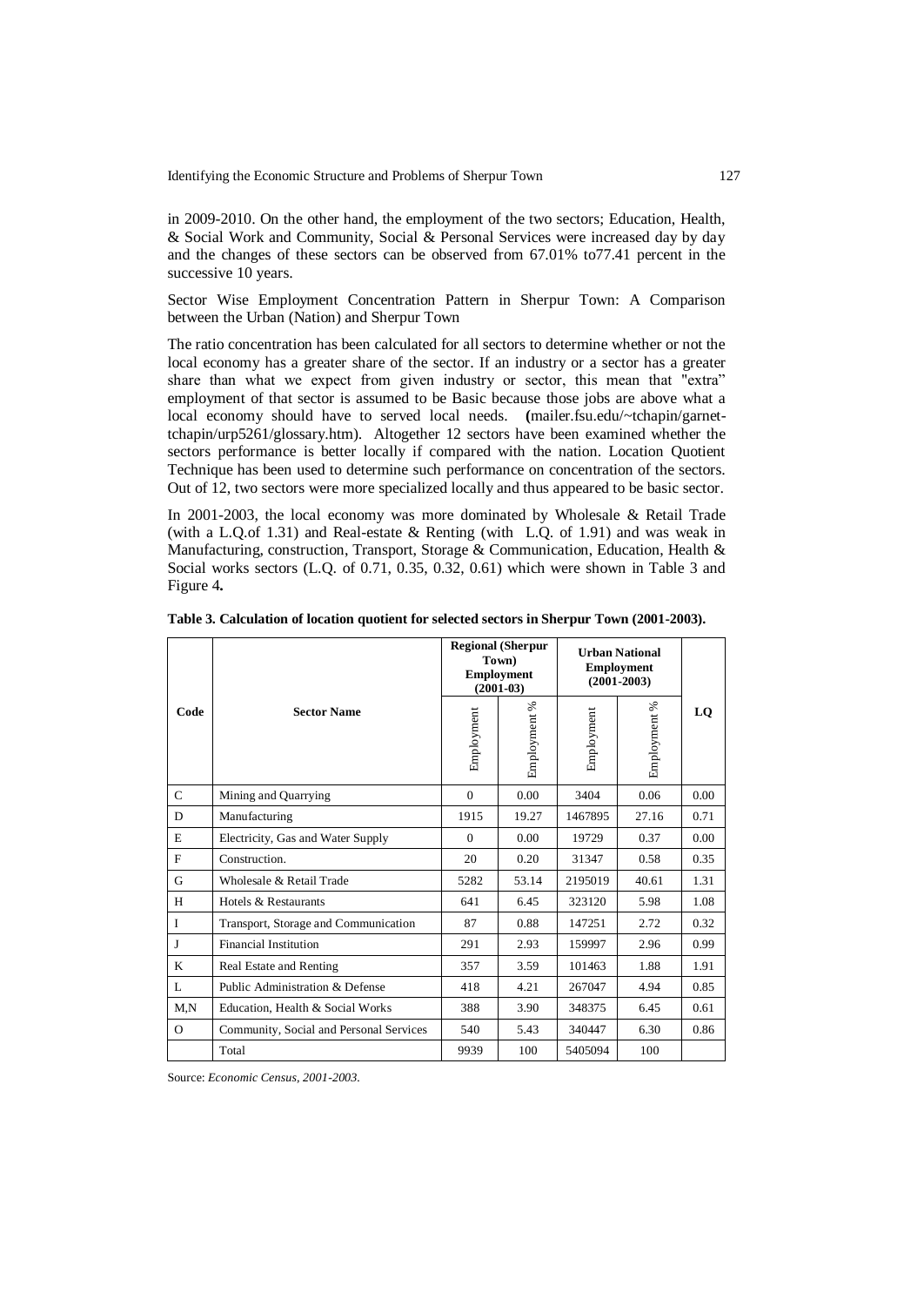in 2009-2010. On the other hand, the employment of the two sectors; Education, Health, & Social Work and Community, Social & Personal Services were increased day by day and the changes of these sectors can be observed from 67.01% to77.41 percent in the successive 10 years.

Sector Wise Employment Concentration Pattern in Sherpur Town: A Comparison between the Urban (Nation) and Sherpur Town

The ratio concentration has been calculated for all sectors to determine whether or not the local economy has a greater share of the sector. If an industry or a sector has a greater share than what we expect from given industry or sector, this mean that "extra" employment of that sector is assumed to be Basic because those jobs are above what a local economy should have to served local needs. **(**mailer.fsu.edu/~tchapin/garnet-tchapin/urp5261/glossary.htm). Altogether 12 sectors have been examined whether the sectors performance is better locally if compared with the nation. Location Quotient Technique has been used to determine such performance on concentration of the sectors. Out of 12, two sectors were more specialized locally and thus appeared to be basic sector.

In 2001-2003, the local economy was more dominated by Wholesale & Retail Trade (with a L.Q.of 1.31) and Real-estate & Renting (with L.Q. of 1.91) and was weak in Manufacturing, construction, Transport, Storage & Communication, Education, Health & Social works sectors (L.Q. of 0.71, 0.35, 0.32, 0.61) which were shown in Table 3 and Figure 4**.**

**Table 3. Calculation of location quotient for selected sectors in Sherpur Town (2001-2003).**

| Code | Sector Name | Regional (Sherpur Town) Employment (2001-03) | | Urban National Employment (2001-2003) | | LQ |
|---|---|---|---|---|---|---|
| | | Employment | Employment % | Employment | Employment % | |
| C | Mining and Quarrying | 0 | 0.00 | 3404 | 0.06 | 0.00 |
| D | Manufacturing | 1915 | 19.27 | 1467895 | 27.16 | 0.71 |
| E | Electricity, Gas and Water Supply | 0 | 0.00 | 19729 | 0.37 | 0.00 |
| F | Construction. | 20 | 0.20 | 31347 | 0.58 | 0.35 |
| G | Wholesale & Retail Trade | 5282 | 53.14 | 2195019 | 40.61 | 1.31 |
| H | Hotels & Restaurants | 641 | 6.45 | 323120 | 5.98 | 1.08 |
| I | Transport, Storage and Communication | 87 | 0.88 | 147251 | 2.72 | 0.32 |
| J | Financial Institution | 291 | 2.93 | 159997 | 2.96 | 0.99 |
| K | Real Estate and Renting | 357 | 3.59 | 101463 | 1.88 | 1.91 |
| L | Public Administration & Defense | 418 | 4.21 | 267047 | 4.94 | 0.85 |
| M,N | Education, Health & Social Works | 388 | 3.90 | 348375 | 6.45 | 0.61 |
| O | Community, Social and Personal Services | 540 | 5.43 | 340447 | 6.30 | 0.86 |
| | Total | 9939 | 100 | 5405094 | 100 | |

Source: *Economic Census, 2001-2003.*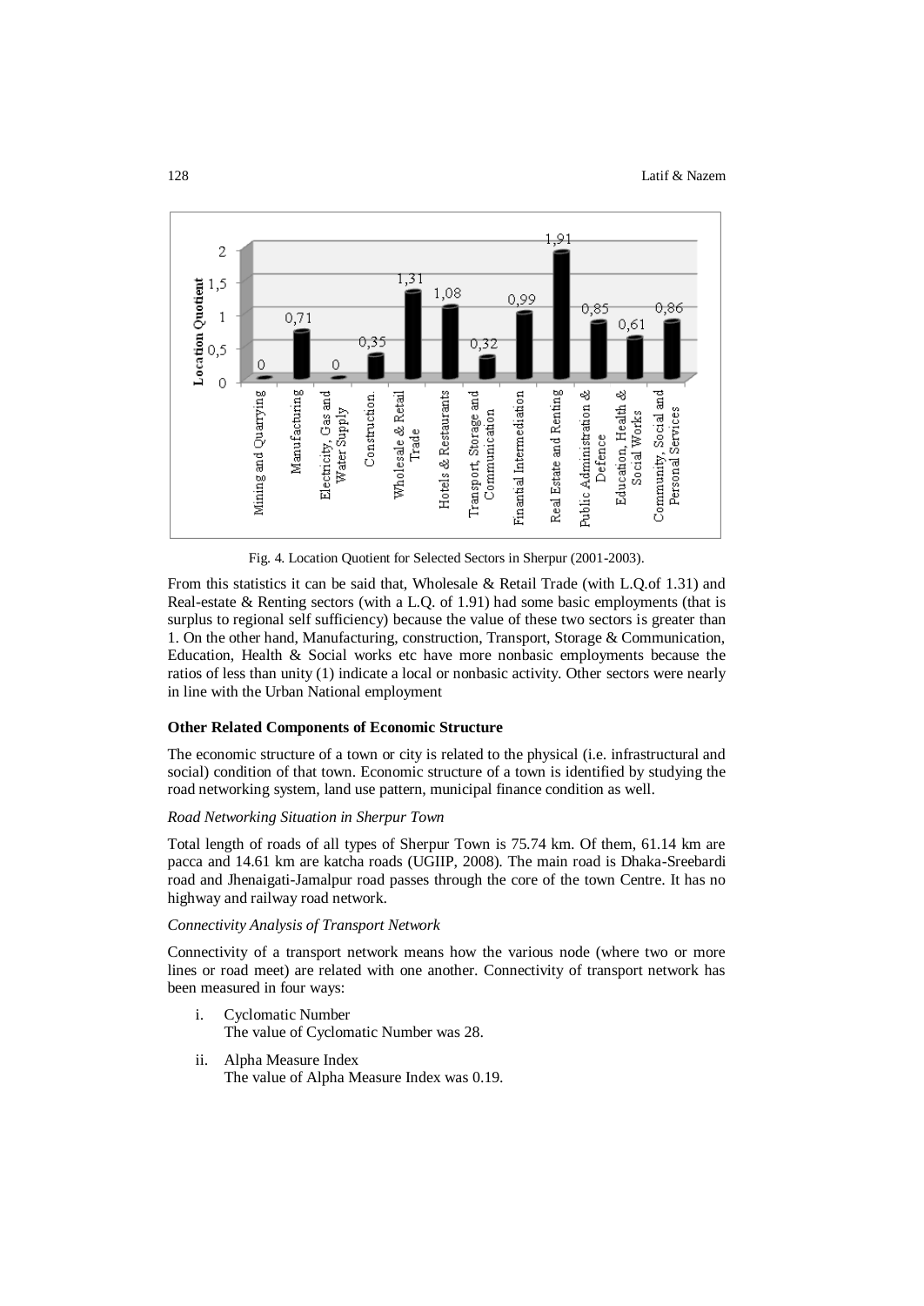Fig. 4. Location Quotient for Selected Sectors in Sherpur (2001-2003).

From this statistics it can be said that, Wholesale & Retail Trade (with L.Q.of 1.31) and Real-estate & Renting sectors (with a L.Q. of 1.91) had some basic employments (that is surplus to regional self sufficiency) because the value of these two sectors is greater than 1. On the other hand, Manufacturing, construction, Transport, Storage & Communication, Education, Health & Social works etc have more nonbasic employments because the ratios of less than unity (1) indicate a local or nonbasic activity. Other sectors were nearly in line with the Urban National employment

**Other Related Components of Economic Structure**

The economic structure of a town or city is related to the physical (i.e. infrastructural and social) condition of that town. Economic structure of a town is identified by studying the road networking system, land use pattern, municipal finance condition as well.

*Road Networking Situation in Sherpur Town*

Total length of roads of all types of Sherpur Town is 75.74 km. Of them, 61.14 km are pacca and 14.61 km are katcha roads (UGIIP, 2008). The main road is Dhaka-Sreebardi road and Jhenaigati-Jamalpur road passes through the core of the town Centre. It has no highway and railway road network.

*Connectivity Analysis of Transport Network*

Connectivity of a transport network means how the various node (where two or more lines or road meet) are related with one another. Connectivity of transport network has been measured in four ways:

i. Cyclomatic Number
   The value of Cyclomatic Number was 28.

ii. Alpha Measure Index
   The value of Alpha Measure Index was 0.19.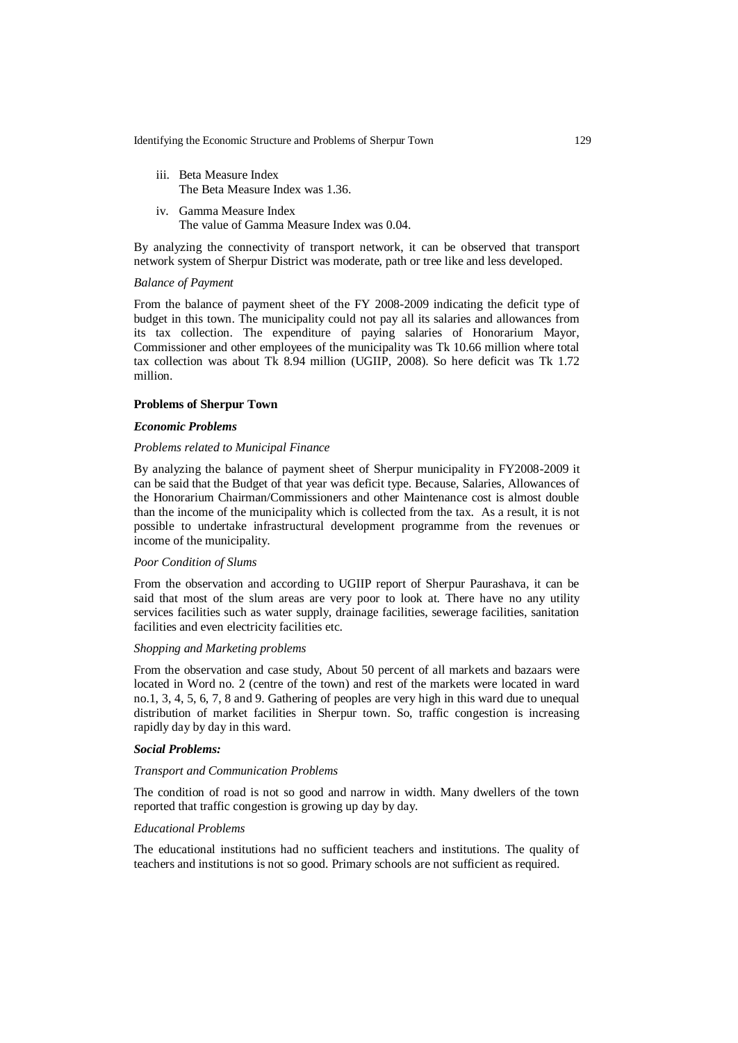iii. Beta Measure Index
    The Beta Measure Index was 1.36.

iv. Gamma Measure Index
    The value of Gamma Measure Index was 0.04.

By analyzing the connectivity of transport network, it can be observed that transport network system of Sherpur District was moderate, path or tree like and less developed.

*Balance of Payment*

From the balance of payment sheet of the FY 2008-2009 indicating the deficit type of budget in this town. The municipality could not pay all its salaries and allowances from its tax collection. The expenditure of paying salaries of Honorarium Mayor, Commissioner and other employees of the municipality was Tk 10.66 million where total tax collection was about Tk 8.94 million (UGIIP, 2008). So here deficit was Tk 1.72 million.

**Problems of Sherpur Town**

***Economic Problems***

*Problems related to Municipal Finance*

By analyzing the balance of payment sheet of Sherpur municipality in FY2008-2009 it can be said that the Budget of that year was deficit type. Because, Salaries, Allowances of the Honorarium Chairman/Commissioners and other Maintenance cost is almost double than the income of the municipality which is collected from the tax. As a result, it is not possible to undertake infrastructural development programme from the revenues or income of the municipality.

*Poor Condition of Slums*

From the observation and according to UGIIP report of Sherpur Paurashava, it can be said that most of the slum areas are very poor to look at. There have no any utility services facilities such as water supply, drainage facilities, sewerage facilities, sanitation facilities and even electricity facilities etc.

*Shopping and Marketing problems*

From the observation and case study, About 50 percent of all markets and bazaars were located in Word no. 2 (centre of the town) and rest of the markets were located in ward no.1, 3, 4, 5, 6, 7, 8 and 9. Gathering of peoples are very high in this ward due to unequal distribution of market facilities in Sherpur town. So, traffic congestion is increasing rapidly day by day in this ward.

***Social Problems:***

*Transport and Communication Problems*

The condition of road is not so good and narrow in width. Many dwellers of the town reported that traffic congestion is growing up day by day.

*Educational Problems*

The educational institutions had no sufficient teachers and institutions. The quality of teachers and institutions is not so good. Primary schools are not sufficient as required.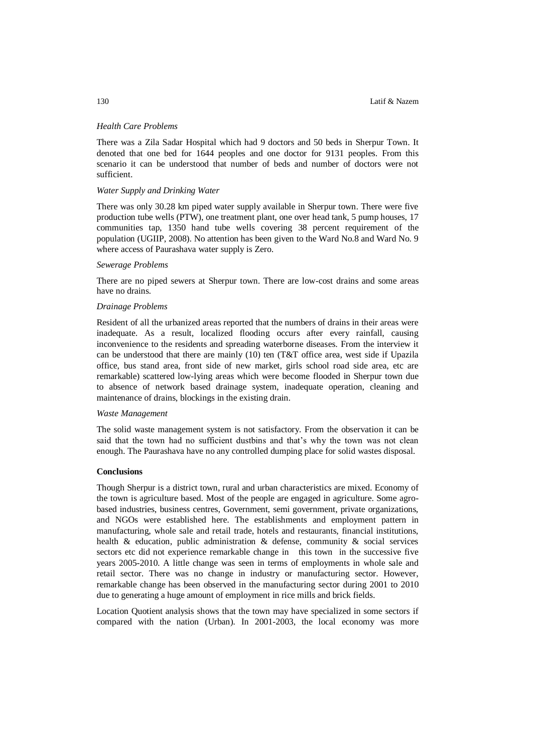*Health Care Problems*

There was a Zila Sadar Hospital which had 9 doctors and 50 beds in Sherpur Town. It denoted that one bed for 1644 peoples and one doctor for 9131 peoples. From this scenario it can be understood that number of beds and number of doctors were not sufficient.

*Water Supply and Drinking Water*

There was only 30.28 km piped water supply available in Sherpur town. There were five production tube wells (PTW), one treatment plant, one over head tank, 5 pump houses, 17 communities tap, 1350 hand tube wells covering 38 percent requirement of the population (UGIIP, 2008). No attention has been given to the Ward No.8 and Ward No. 9 where access of Paurashava water supply is Zero.

*Sewerage Problems*

There are no piped sewers at Sherpur town. There are low-cost drains and some areas have no drains.

*Drainage Problems*

Resident of all the urbanized areas reported that the numbers of drains in their areas were inadequate. As a result, localized flooding occurs after every rainfall, causing inconvenience to the residents and spreading waterborne diseases. From the interview it can be understood that there are mainly (10) ten (T&T office area, west side if Upazila office, bus stand area, front side of new market, girls school road side area, etc are remarkable) scattered low-lying areas which were become flooded in Sherpur town due to absence of network based drainage system, inadequate operation, cleaning and maintenance of drains, blockings in the existing drain.

*Waste Management*

The solid waste management system is not satisfactory. From the observation it can be said that the town had no sufficient dustbins and that's why the town was not clean enough. The Paurashava have no any controlled dumping place for solid wastes disposal.

**Conclusions**

Though Sherpur is a district town, rural and urban characteristics are mixed. Economy of the town is agriculture based. Most of the people are engaged in agriculture. Some agro-based industries, business centres, Government, semi government, private organizations, and NGOs were established here. The establishments and employment pattern in manufacturing, whole sale and retail trade, hotels and restaurants, financial institutions, health & education, public administration & defense, community & social services sectors etc did not experience remarkable change in this town in the successive five years 2005-2010. A little change was seen in terms of employments in whole sale and retail sector. There was no change in industry or manufacturing sector. However, remarkable change has been observed in the manufacturing sector during 2001 to 2010 due to generating a huge amount of employment in rice mills and brick fields.

Location Quotient analysis shows that the town may have specialized in some sectors if compared with the nation (Urban). In 2001-2003, the local economy was more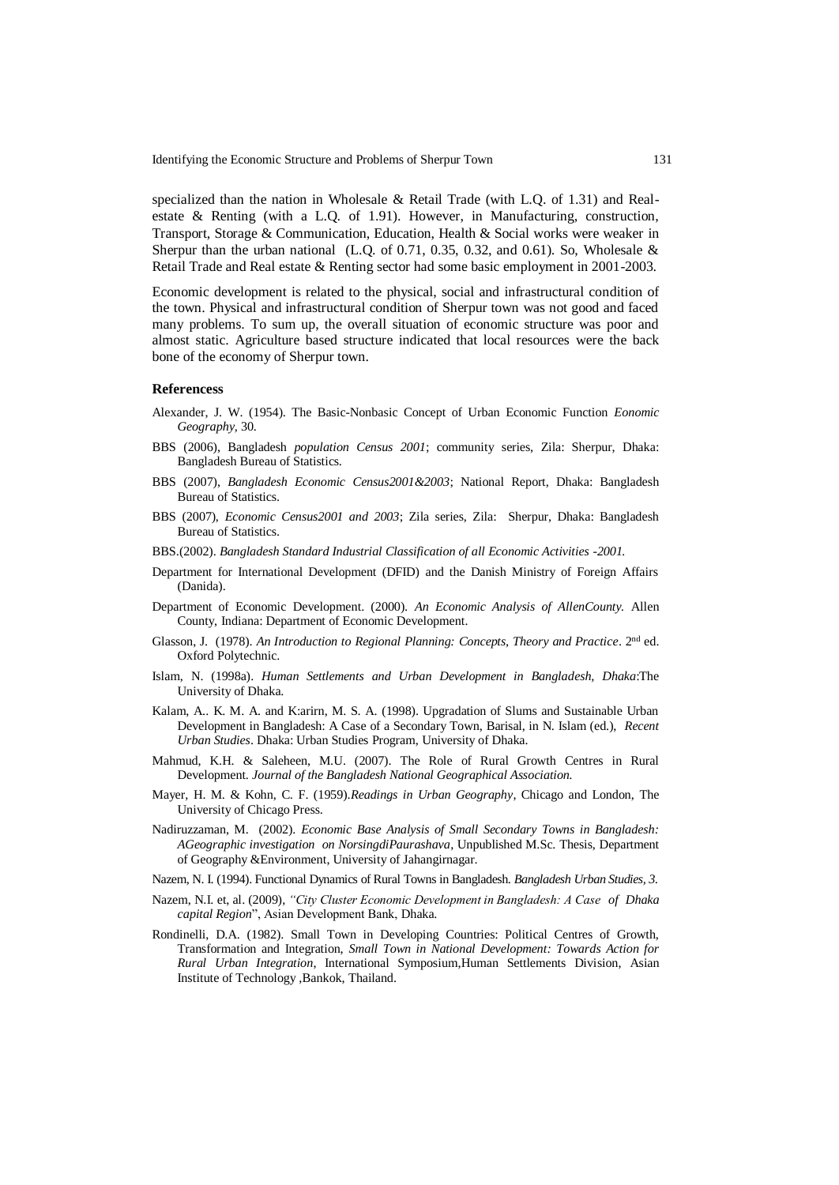specialized than the nation in Wholesale & Retail Trade (with L.Q. of 1.31) and Real-estate & Renting (with a L.Q. of 1.91). However, in Manufacturing, construction, Transport, Storage & Communication, Education, Health & Social works were weaker in Sherpur than the urban national (L.Q. of 0.71, 0.35, 0.32, and 0.61). So, Wholesale & Retail Trade and Real estate & Renting sector had some basic employment in 2001-2003.

Economic development is related to the physical, social and infrastructural condition of the town. Physical and infrastructural condition of Sherpur town was not good and faced many problems. To sum up, the overall situation of economic structure was poor and almost static. Agriculture based structure indicated that local resources were the back bone of the economy of Sherpur town.

### Referencess

Alexander, J. W. (1954). The Basic-Nonbasic Concept of Urban Economic Function *Eonomic Geography*, 30.

BBS (2006), Bangladesh *population Census 2001*; community series, Zila: Sherpur, Dhaka: Bangladesh Bureau of Statistics.

BBS (2007), *Bangladesh Economic Census2001&2003*; National Report, Dhaka: Bangladesh Bureau of Statistics.

BBS (2007), *Economic Census2001 and 2003*; Zila series, Zila: Sherpur, Dhaka: Bangladesh Bureau of Statistics.

BBS.(2002). *Bangladesh Standard Industrial Classification of all Economic Activities -2001.*

Department for International Development (DFID) and the Danish Ministry of Foreign Affairs (Danida).

Department of Economic Development. (2000). *An Economic Analysis of AllenCounty.* Allen County, Indiana: Department of Economic Development.

Glasson, J. (1978). *An Introduction to Regional Planning: Concepts, Theory and Practice*. 2nd ed. Oxford Polytechnic.

Islam, N. (1998a). *Human Settlements and Urban Development in Bangladesh, Dhaka*:The University of Dhaka.

Kalam, A.. K. M. A. and K:arirn, M. S. A. (1998). Upgradation of Slums and Sustainable Urban Development in Bangladesh: A Case of a Secondary Town, Barisal, in N. Islam (ed.), *Recent Urban Studies*. Dhaka: Urban Studies Program, University of Dhaka.

Mahmud, K.H. & Saleheen, M.U. (2007). The Role of Rural Growth Centres in Rural Development. *Journal of the Bangladesh National Geographical Association.*

Mayer, H. M. & Kohn, C. F. (1959).*Readings in Urban Geography*, Chicago and London, The University of Chicago Press.

Nadiruzzaman, M. (2002). *Economic Base Analysis of Small Secondary Towns in Bangladesh: AGeographic investigation on NorsingdiPaurashava*, Unpublished M.Sc. Thesis, Department of Geography &Environment, University of Jahangirnagar.

Nazem, N. I. (1994). Functional Dynamics of Rural Towns in Bangladesh. *Bangladesh Urban Studies, 3.*

Nazem, N.I. et, al. (2009), *"City Cluster Economic Development in Bangladesh: A Case of Dhaka capital Region*", Asian Development Bank, Dhaka.

Rondinelli, D.A. (1982). Small Town in Developing Countries: Political Centres of Growth, Transformation and Integration, *Small Town in National Development: Towards Action for Rural Urban Integration*, International Symposium,Human Settlements Division, Asian Institute of Technology ,Bankok, Thailand.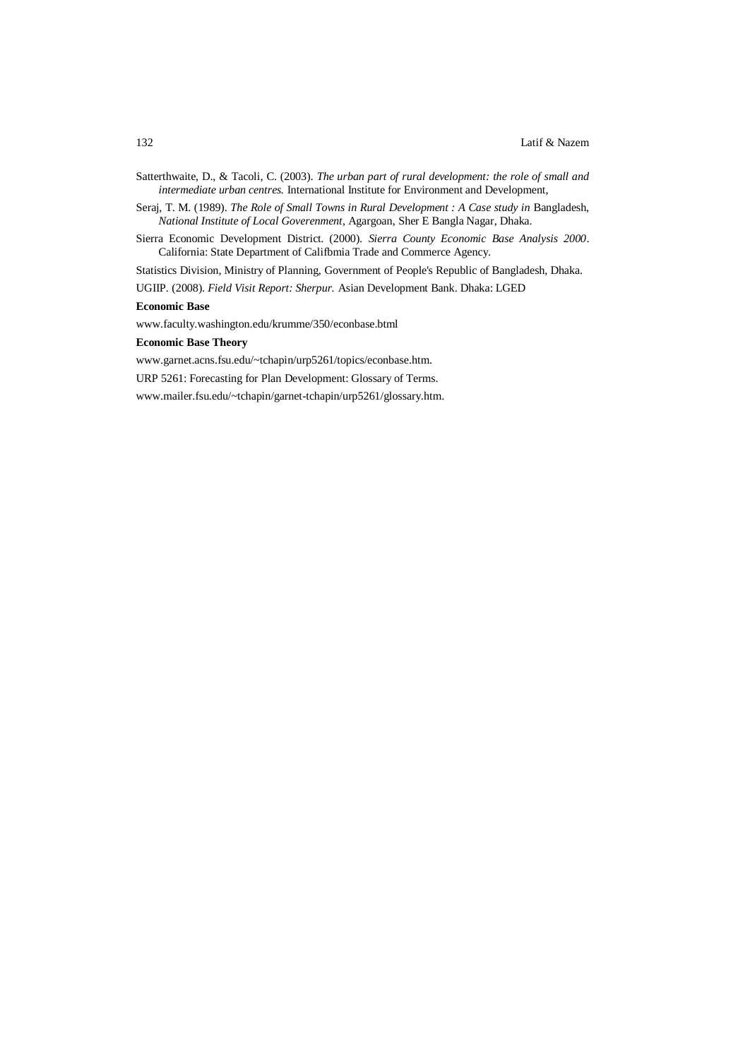Satterthwaite, D., & Tacoli, C. (2003). *The urban part of rural development: the role of small and intermediate urban centres.* International Institute for Environment and Development,

Seraj, T. M. (1989). *The Role of Small Towns in Rural Development : A Case study in* Bangladesh, *National Institute of Local Goverenment*, Agargoan, Sher E Bangla Nagar, Dhaka.

Sierra Economic Development District. (2000). *Sierra County Economic Base Analysis 2000*. California: State Department of Califbmia Trade and Commerce Agency.

Statistics Division, Ministry of Planning, Government of People's Republic of Bangladesh, Dhaka.

UGIIP. (2008). *Field Visit Report: Sherpur.* Asian Development Bank. Dhaka: LGED

**Economic Base**

www.faculty.washington.edu/krumme/350/econbase.btml

**Economic Base Theory**

www.garnet.acns.fsu.edu/~tchapin/urp5261/topics/econbase.htm.

URP 5261: Forecasting for Plan Development: Glossary of Terms.

www.mailer.fsu.edu/~tchapin/garnet-tchapin/urp5261/glossary.htm.